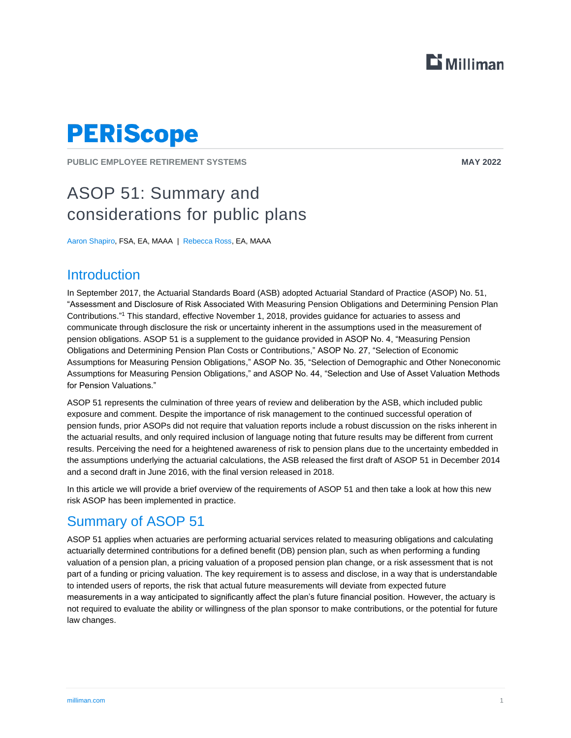# PERiScope

PUBLIC EMPLOYEE RETIREMENT SYSTEMS

MAY 2022

# ASOP 51: Summary and considerations for public plans

Aaron Shapiro, FSA, EA, MAAA | Rebecca Ross, EA, MAAA

## Introduction

In September 2017, the Actuarial Standards Board (ASB) adopted Actuarial Standard of Practice (ASOP) No. 51, "Assessment and Disclosure of Risk Associated With Measuring Pension Obligations and Determining Pension Plan Contributions."[1] This standard, effective November 1, 2018, provides guidance for actuaries to assess and communicate through disclosure the risk or uncertainty inherent in the assumptions used in the measurement of pension obligations. ASOP 51 is a supplement to the guidance provided in ASOP No. 4, "Measuring Pension Obligations and Determining Pension Plan Costs or Contributions," ASOP No. 27, "Selection of Economic Assumptions for Measuring Pension Obligations," ASOP No. 35, "Selection of Demographic and Other Noneconomic Assumptions for Measuring Pension Obligations," and ASOP No. 44, "Selection and Use of Asset Valuation Methods for Pension Valuations."

ASOP 51 represents the culmination of three years of review and deliberation by the ASB, which included public exposure and comment. Despite the importance of risk management to the continued successful operation of pension funds, prior ASOPs did not require that valuation reports include a robust discussion on the risks inherent in the actuarial results, and only required inclusion of language noting that future results may be different from current results. Perceiving the need for a heightened awareness of risk to pension plans due to the uncertainty embedded in the assumptions underlying the actuarial calculations, the ASB released the first draft of ASOP 51 in December 2014 and a second draft in June 2016, with the final version released in 2018.

In this article we will provide a brief overview of the requirements of ASOP 51 and then take a look at how this new risk ASOP has been implemented in practice.

## Summary of ASOP 51

ASOP 51 applies when actuaries are performing actuarial services related to measuring obligations and calculating actuarially determined contributions for a defined benefit (DB) pension plan, such as when performing a funding valuation of a pension plan, a pricing valuation of a proposed pension plan change, or a risk assessment that is not part of a funding or pricing valuation. The key requirement is to assess and disclose, in a way that is understandable to intended users of reports, the risk that actual future measurements will deviate from expected future measurements in a way anticipated to significantly affect the plan's future financial position. However, the actuary is not required to evaluate the ability or willingness of the plan sponsor to make contributions, or the potential for future law changes.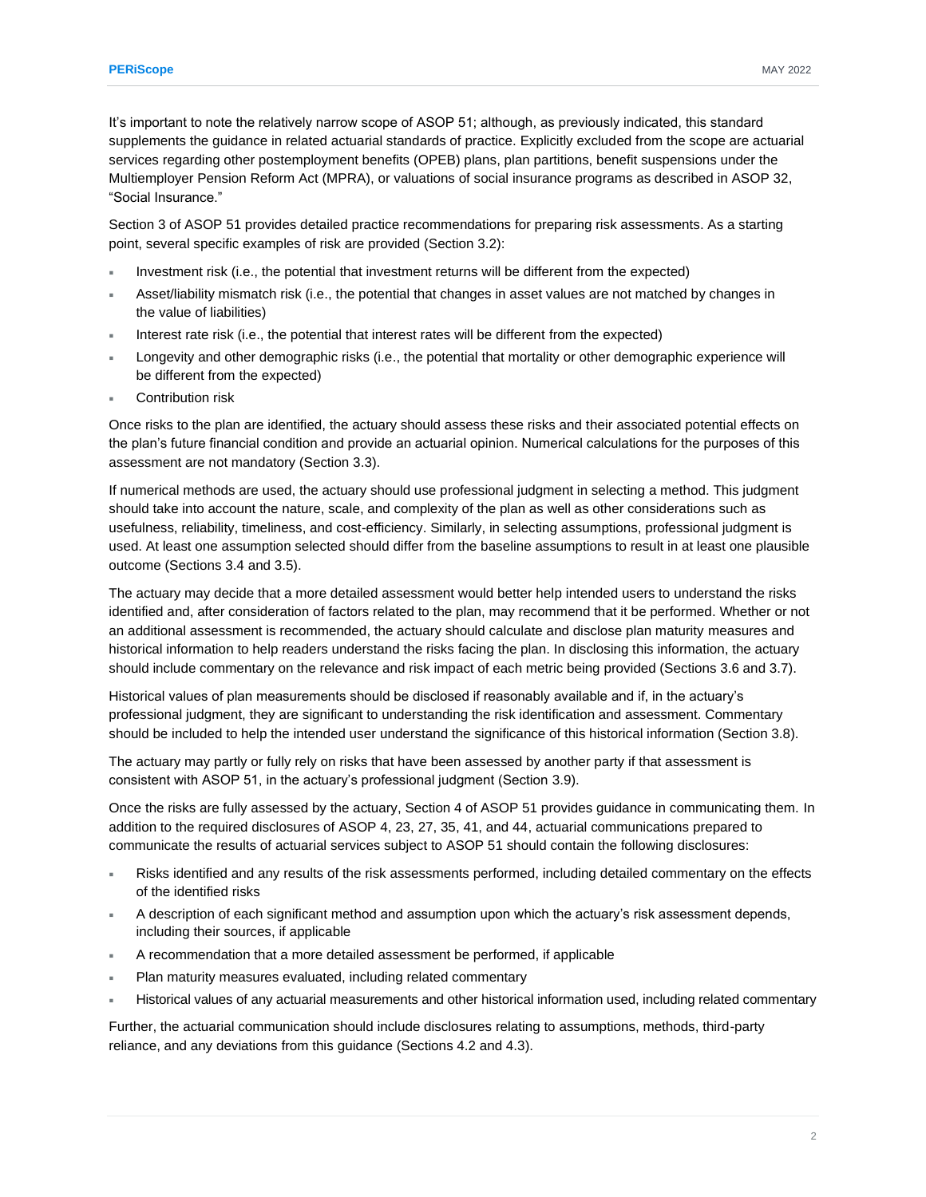It's important to note the relatively narrow scope of ASOP 51; although, as previously indicated, this standard supplements the guidance in related actuarial standards of practice. Explicitly excluded from the scope are actuarial services regarding other postemployment benefits (OPEB) plans, plan partitions, benefit suspensions under the Multiemployer Pension Reform Act (MPRA), or valuations of social insurance programs as described in ASOP 32, "Social Insurance."

Section 3 of ASOP 51 provides detailed practice recommendations for preparing risk assessments. As a starting point, several specific examples of risk are provided (Section 3.2):

- Investment risk (i.e., the potential that investment returns will be different from the expected)
- Asset/liability mismatch risk (i.e., the potential that changes in asset values are not matched by changes in the value of liabilities)
- Interest rate risk (i.e., the potential that interest rates will be different from the expected)
- Longevity and other demographic risks (i.e., the potential that mortality or other demographic experience will be different from the expected)
- Contribution risk

Once risks to the plan are identified, the actuary should assess these risks and their associated potential effects on the plan's future financial condition and provide an actuarial opinion. Numerical calculations for the purposes of this assessment are not mandatory (Section 3.3).

If numerical methods are used, the actuary should use professional judgment in selecting a method. This judgment should take into account the nature, scale, and complexity of the plan as well as other considerations such as usefulness, reliability, timeliness, and cost-efficiency. Similarly, in selecting assumptions, professional judgment is used. At least one assumption selected should differ from the baseline assumptions to result in at least one plausible outcome (Sections 3.4 and 3.5).

The actuary may decide that a more detailed assessment would better help intended users to understand the risks identified and, after consideration of factors related to the plan, may recommend that it be performed. Whether or not an additional assessment is recommended, the actuary should calculate and disclose plan maturity measures and historical information to help readers understand the risks facing the plan. In disclosing this information, the actuary should include commentary on the relevance and risk impact of each metric being provided (Sections 3.6 and 3.7).

Historical values of plan measurements should be disclosed if reasonably available and if, in the actuary's professional judgment, they are significant to understanding the risk identification and assessment. Commentary should be included to help the intended user understand the significance of this historical information (Section 3.8).

The actuary may partly or fully rely on risks that have been assessed by another party if that assessment is consistent with ASOP 51, in the actuary's professional judgment (Section 3.9).

Once the risks are fully assessed by the actuary, Section 4 of ASOP 51 provides guidance in communicating them. In addition to the required disclosures of ASOP 4, 23, 27, 35, 41, and 44, actuarial communications prepared to communicate the results of actuarial services subject to ASOP 51 should contain the following disclosures:

- Risks identified and any results of the risk assessments performed, including detailed commentary on the effects of the identified risks
- A description of each significant method and assumption upon which the actuary's risk assessment depends, including their sources, if applicable
- A recommendation that a more detailed assessment be performed, if applicable
- Plan maturity measures evaluated, including related commentary
- Historical values of any actuarial measurements and other historical information used, including related commentary

Further, the actuarial communication should include disclosures relating to assumptions, methods, third-party reliance, and any deviations from this guidance (Sections 4.2 and 4.3).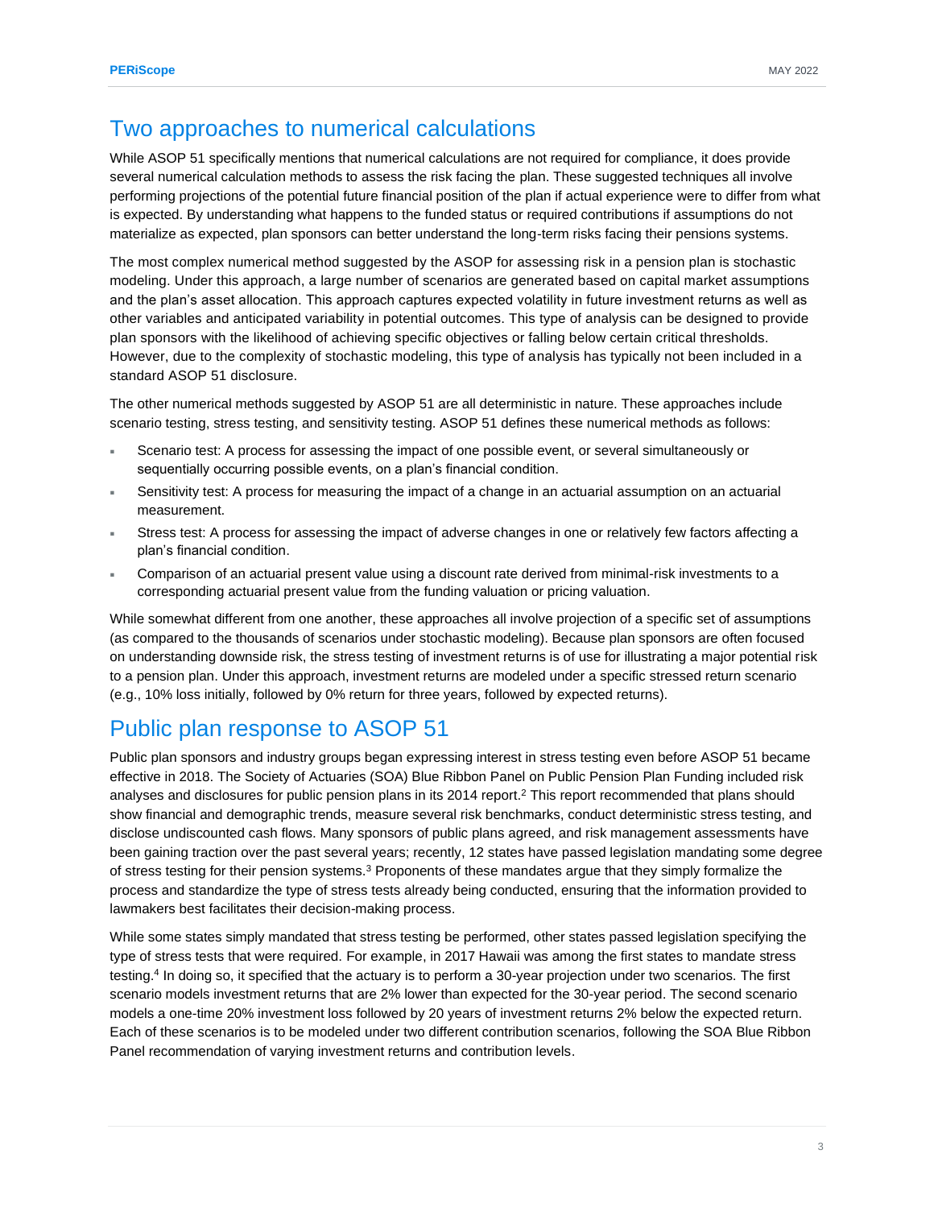## Two approaches to numerical calculations

While ASOP 51 specifically mentions that numerical calculations are not required for compliance, it does provide several numerical calculation methods to assess the risk facing the plan. These suggested techniques all involve performing projections of the potential future financial position of the plan if actual experience were to differ from what is expected. By understanding what happens to the funded status or required contributions if assumptions do not materialize as expected, plan sponsors can better understand the long-term risks facing their pensions systems.

The most complex numerical method suggested by the ASOP for assessing risk in a pension plan is stochastic modeling. Under this approach, a large number of scenarios are generated based on capital market assumptions and the plan's asset allocation. This approach captures expected volatility in future investment returns as well as other variables and anticipated variability in potential outcomes. This type of analysis can be designed to provide plan sponsors with the likelihood of achieving specific objectives or falling below certain critical thresholds. However, due to the complexity of stochastic modeling, this type of analysis has typically not been included in a standard ASOP 51 disclosure.

The other numerical methods suggested by ASOP 51 are all deterministic in nature. These approaches include scenario testing, stress testing, and sensitivity testing. ASOP 51 defines these numerical methods as follows:

- Scenario test: A process for assessing the impact of one possible event, or several simultaneously or sequentially occurring possible events, on a plan's financial condition.
- Sensitivity test: A process for measuring the impact of a change in an actuarial assumption on an actuarial measurement.
- Stress test: A process for assessing the impact of adverse changes in one or relatively few factors affecting a plan's financial condition.
- Comparison of an actuarial present value using a discount rate derived from minimal-risk investments to a corresponding actuarial present value from the funding valuation or pricing valuation.

While somewhat different from one another, these approaches all involve projection of a specific set of assumptions (as compared to the thousands of scenarios under stochastic modeling). Because plan sponsors are often focused on understanding downside risk, the stress testing of investment returns is of use for illustrating a major potential risk to a pension plan. Under this approach, investment returns are modeled under a specific stressed return scenario (e.g., 10% loss initially, followed by 0% return for three years, followed by expected returns).

## Public plan response to ASOP 51

Public plan sponsors and industry groups began expressing interest in stress testing even before ASOP 51 became effective in 2018. The Society of Actuaries (SOA) Blue Ribbon Panel on Public Pension Plan Funding included risk analyses and disclosures for public pension plans in its 2014 report.[2] This report recommended that plans should show financial and demographic trends, measure several risk benchmarks, conduct deterministic stress testing, and disclose undiscounted cash flows. Many sponsors of public plans agreed, and risk management assessments have been gaining traction over the past several years; recently, 12 states have passed legislation mandating some degree of stress testing for their pension systems.[3] Proponents of these mandates argue that they simply formalize the process and standardize the type of stress tests already being conducted, ensuring that the information provided to lawmakers best facilitates their decision-making process.

While some states simply mandated that stress testing be performed, other states passed legislation specifying the type of stress tests that were required. For example, in 2017 Hawaii was among the first states to mandate stress testing.[4] In doing so, it specified that the actuary is to perform a 30-year projection under two scenarios. The first scenario models investment returns that are 2% lower than expected for the 30-year period. The second scenario models a one-time 20% investment loss followed by 20 years of investment returns 2% below the expected return. Each of these scenarios is to be modeled under two different contribution scenarios, following the SOA Blue Ribbon Panel recommendation of varying investment returns and contribution levels.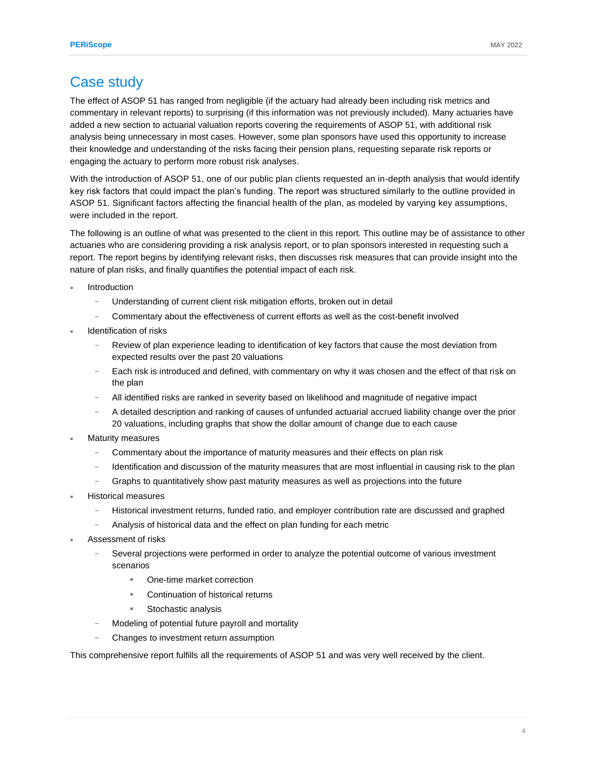## Case study

The effect of ASOP 51 has ranged from negligible (if the actuary had already been including risk metrics and commentary in relevant reports) to surprising (if this information was not previously included). Many actuaries have added a new section to actuarial valuation reports covering the requirements of ASOP 51, with additional risk analysis being unnecessary in most cases. However, some plan sponsors have used this opportunity to increase their knowledge and understanding of the risks facing their pension plans, requesting separate risk reports or engaging the actuary to perform more robust risk analyses.

With the introduction of ASOP 51, one of our public plan clients requested an in-depth analysis that would identify key risk factors that could impact the plan's funding. The report was structured similarly to the outline provided in ASOP 51. Significant factors affecting the financial health of the plan, as modeled by varying key assumptions, were included in the report.

The following is an outline of what was presented to the client in this report. This outline may be of assistance to other actuaries who are considering providing a risk analysis report, or to plan sponsors interested in requesting such a report. The report begins by identifying relevant risks, then discusses risk measures that can provide insight into the nature of plan risks, and finally quantifies the potential impact of each risk.

- Introduction
  - Understanding of current client risk mitigation efforts, broken out in detail
  - Commentary about the effectiveness of current efforts as well as the cost-benefit involved
- Identification of risks
  - Review of plan experience leading to identification of key factors that cause the most deviation from expected results over the past 20 valuations
  - Each risk is introduced and defined, with commentary on why it was chosen and the effect of that risk on the plan
  - All identified risks are ranked in severity based on likelihood and magnitude of negative impact
  - A detailed description and ranking of causes of unfunded actuarial accrued liability change over the prior 20 valuations, including graphs that show the dollar amount of change due to each cause
- Maturity measures
  - Commentary about the importance of maturity measures and their effects on plan risk
  - Identification and discussion of the maturity measures that are most influential in causing risk to the plan
  - Graphs to quantitatively show past maturity measures as well as projections into the future
- Historical measures
  - Historical investment returns, funded ratio, and employer contribution rate are discussed and graphed
  - Analysis of historical data and the effect on plan funding for each metric
- Assessment of risks
  - Several projections were performed in order to analyze the potential outcome of various investment scenarios
    - One-time market correction
    - Continuation of historical returns
    - Stochastic analysis
  - Modeling of potential future payroll and mortality
  - Changes to investment return assumption

This comprehensive report fulfills all the requirements of ASOP 51 and was very well received by the client.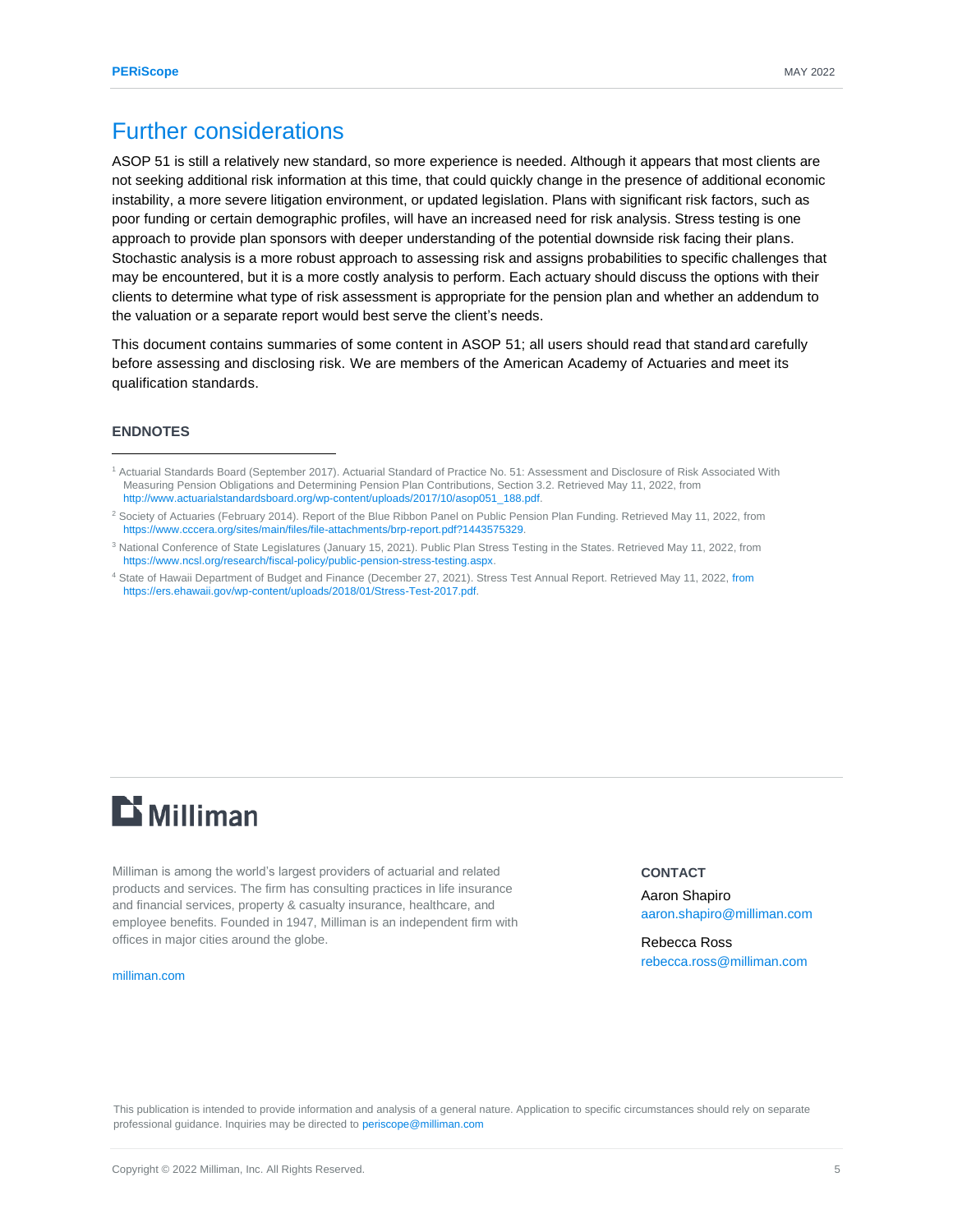## Further considerations

ASOP 51 is still a relatively new standard, so more experience is needed. Although it appears that most clients are not seeking additional risk information at this time, that could quickly change in the presence of additional economic instability, a more severe litigation environment, or updated legislation. Plans with significant risk factors, such as poor funding or certain demographic profiles, will have an increased need for risk analysis. Stress testing is one approach to provide plan sponsors with deeper understanding of the potential downside risk facing their plans. Stochastic analysis is a more robust approach to assessing risk and assigns probabilities to specific challenges that may be encountered, but it is a more costly analysis to perform. Each actuary should discuss the options with their clients to determine what type of risk assessment is appropriate for the pension plan and whether an addendum to the valuation or a separate report would best serve the client's needs.

This document contains summaries of some content in ASOP 51; all users should read that standard carefully before assessing and disclosing risk. We are members of the American Academy of Actuaries and meet its qualification standards.

### ENDNOTES

[1] Actuarial Standards Board (September 2017). Actuarial Standard of Practice No. 51: Assessment and Disclosure of Risk Associated With Measuring Pension Obligations and Determining Pension Plan Contributions, Section 3.2. Retrieved May 11, 2022, from http://www.actuarialstandardsboard.org/wp-content/uploads/2017/10/asop051_188.pdf.

[2] Society of Actuaries (February 2014). Report of the Blue Ribbon Panel on Public Pension Plan Funding. Retrieved May 11, 2022, from https://www.cccera.org/sites/main/files/file-attachments/brp-report.pdf?1443575329.

[3] National Conference of State Legislatures (January 15, 2021). Public Plan Stress Testing in the States. Retrieved May 11, 2022, from https://www.ncsl.org/research/fiscal-policy/public-pension-stress-testing.aspx.

[4] State of Hawaii Department of Budget and Finance (December 27, 2021). Stress Test Annual Report. Retrieved May 11, 2022, from https://ers.ehawaii.gov/wp-content/uploads/2018/01/Stress-Test-2017.pdf.

Milliman

Milliman is among the world's largest providers of actuarial and related products and services. The firm has consulting practices in life insurance and financial services, property & casualty insurance, healthcare, and employee benefits. Founded in 1947, Milliman is an independent firm with offices in major cities around the globe.

milliman.com

**CONTACT**

Aaron Shapiro
aaron.shapiro@milliman.com

Rebecca Ross
rebecca.ross@milliman.com

This publication is intended to provide information and analysis of a general nature. Application to specific circumstances should rely on separate professional guidance. Inquiries may be directed to periscope@milliman.com

Copyright © 2022 Milliman, Inc. All Rights Reserved.